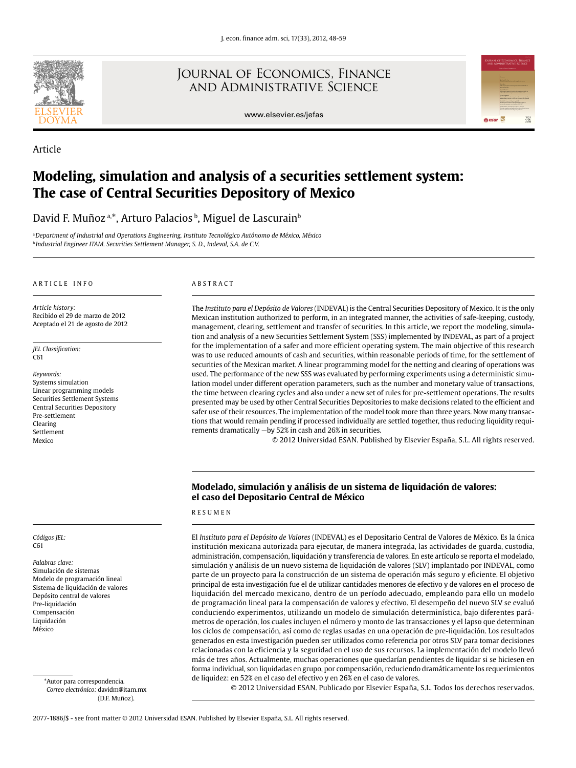Article

# Modeling, simulation and analysis of a securities settlement system: The case of Central Securities Depository of Mexico

David F. Muñoz [a,*], Arturo Palacios [b], Miguel de Lascurain[b]

[a] *Department of Industrial and Operations Engineering, Instituto Tecnológico Autónomo de México, México*
[b] *Industrial Engineer ITAM. Securities Settlement Manager, S. D., Indeval, S.A. de C.V.*

ARTICLE INFO

*Article history:*
Recibido el 29 de marzo de 2012
Aceptado el 21 de agosto de 2012

*JEL Classification:*
C61

*Keywords:*
Systems simulation
Linear programming models
Securities Settlement Systems
Central Securities Depository
Pre-settlement
Clearing
Settlement
Mexico

ABSTRACT

The *Instituto para el Depósito de Valores* (INDEVAL) is the Central Securities Depository of Mexico. It is the only Mexican institution authorized to perform, in an integrated manner, the activities of safe-keeping, custody, management, clearing, settlement and transfer of securities. In this article, we report the modeling, simulation and analysis of a new Securities Settlement System (SSS) implemented by INDEVAL, as part of a project for the implementation of a safer and more efficient operating system. The main objective of this research was to use reduced amounts of cash and securities, within reasonable periods of time, for the settlement of securities of the Mexican market. A linear programming model for the netting and clearing of operations was used. The performance of the new SSS was evaluated by performing experiments using a deterministic simulation model under different operation parameters, such as the number and monetary value of transactions, the time between clearing cycles and also under a new set of rules for pre-settlement operations. The results presented may be used by other Central Securities Depositories to make decisions related to the efficient and safer use of their resources. The implementation of the model took more than three years. Now many transactions that would remain pending if processed individually are settled together, thus reducing liquidity requirements dramatically —by 52% in cash and 26% in securities.

© 2012 Universidad ESAN. Published by Elsevier España, S.L. All rights reserved.

## Modelado, simulación y análisis de un sistema de liquidación de valores: el caso del Depositario Central de México

RESUMEN

El *Instituto para el Depósito de Valores* (INDEVAL) es el Depositario Central de Valores de México. Es la única institución mexicana autorizada para ejecutar, de manera integrada, las actividades de guarda, custodia, administración, compensación, liquidación y transferencia de valores. En este artículo se reporta el modelado, simulación y análisis de un nuevo sistema de liquidación de valores (SLV) implantado por INDEVAL, como parte de un proyecto para la construcción de un sistema de operación más seguro y eficiente. El objetivo principal de esta investigación fue el de utilizar cantidades menores de efectivo y de valores en el proceso de liquidación del mercado mexicano, dentro de un período adecuado, empleando para ello un modelo de programación lineal para la compensación de valores y efectivo. El desempeño del nuevo SLV se evaluó conduciendo experimentos, utilizando un modelo de simulación determinística, bajo diferentes parámetros de operación, los cuales incluyen el número y monto de las transacciones y el lapso que determinan los ciclos de compensación, así como de reglas usadas en una operación de pre-liquidación. Los resultados generados en esta investigación pueden ser utilizados como referencia por otros SLV para tomar decisiones relacionadas con la eficiencia y la seguridad en el uso de sus recursos. La implementación del modelo llevó más de tres años. Actualmente, muchas operaciones que quedarían pendientes de liquidar si se hiciesen en forma individual, son liquidadas en grupo, por compensación, reduciendo dramáticamente los requerimientos de liquidez: en 52% en el caso del efectivo y en 26% en el caso de valores.

© 2012 Universidad ESAN. Publicado por Elsevier España, S.L. Todos los derechos reservados.

*Códigos JEL:*
C61

*Palabras clave:*
Simulación de sistemas
Modelo de programación lineal
Sistema de liquidación de valores
Depósito central de valores
Pre-liquidación
Compensación
Liquidación
México

*Autor para correspondencia.
*Correo electrónico:* davidm@itam.mx (D.F. Muñoz).

2077-1886/$ - see front matter © 2012 Universidad ESAN. Published by Elsevier España, S.L. All rights reserved.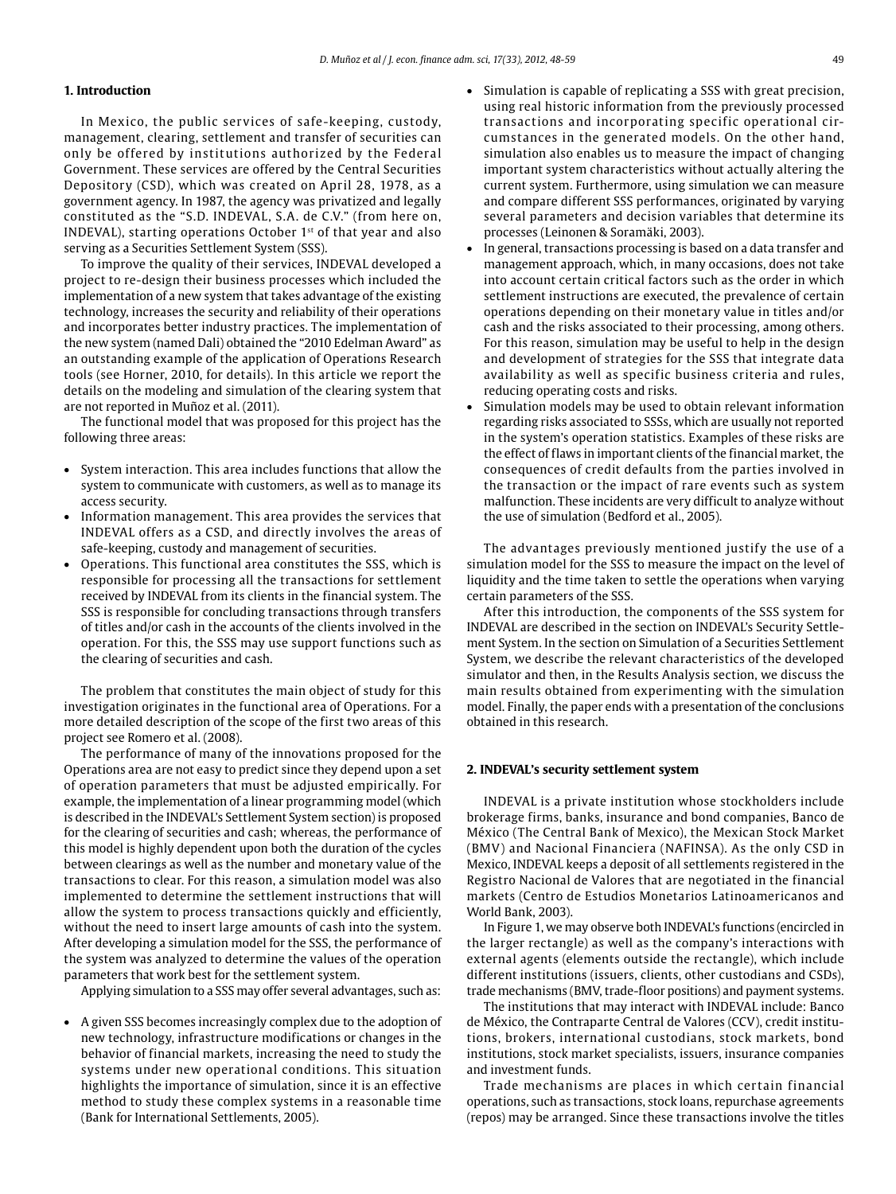## 1. Introduction

In Mexico, the public services of safe-keeping, custody, management, clearing, settlement and transfer of securities can only be offered by institutions authorized by the Federal Government. These services are offered by the Central Securities Depository (CSD), which was created on April 28, 1978, as a government agency. In 1987, the agency was privatized and legally constituted as the "S.D. INDEVAL, S.A. de C.V." (from here on, INDEVAL), starting operations October 1st of that year and also serving as a Securities Settlement System (SSS).

To improve the quality of their services, INDEVAL developed a project to re-design their business processes which included the implementation of a new system that takes advantage of the existing technology, increases the security and reliability of their operations and incorporates better industry practices. The implementation of the new system (named Dali) obtained the "2010 Edelman Award" as an outstanding example of the application of Operations Research tools (see Horner, 2010, for details). In this article we report the details on the modeling and simulation of the clearing system that are not reported in Muñoz et al. (2011).

The functional model that was proposed for this project has the following three areas:

- System interaction. This area includes functions that allow the system to communicate with customers, as well as to manage its access security.
- Information management. This area provides the services that INDEVAL offers as a CSD, and directly involves the areas of safe-keeping, custody and management of securities.
- Operations. This functional area constitutes the SSS, which is responsible for processing all the transactions for settlement received by INDEVAL from its clients in the financial system. The SSS is responsible for concluding transactions through transfers of titles and/or cash in the accounts of the clients involved in the operation. For this, the SSS may use support functions such as the clearing of securities and cash.

The problem that constitutes the main object of study for this investigation originates in the functional area of Operations. For a more detailed description of the scope of the first two areas of this project see Romero et al. (2008).

The performance of many of the innovations proposed for the Operations area are not easy to predict since they depend upon a set of operation parameters that must be adjusted empirically. For example, the implementation of a linear programming model (which is described in the INDEVAL's Settlement System section) is proposed for the clearing of securities and cash; whereas, the performance of this model is highly dependent upon both the duration of the cycles between clearings as well as the number and monetary value of the transactions to clear. For this reason, a simulation model was also implemented to determine the settlement instructions that will allow the system to process transactions quickly and efficiently, without the need to insert large amounts of cash into the system. After developing a simulation model for the SSS, the performance of the system was analyzed to determine the values of the operation parameters that work best for the settlement system.

Applying simulation to a SSS may offer several advantages, such as:

- A given SSS becomes increasingly complex due to the adoption of new technology, infrastructure modifications or changes in the behavior of financial markets, increasing the need to study the systems under new operational conditions. This situation highlights the importance of simulation, since it is an effective method to study these complex systems in a reasonable time (Bank for International Settlements, 2005).
- Simulation is capable of replicating a SSS with great precision, using real historic information from the previously processed transactions and incorporating specific operational circumstances in the generated models. On the other hand, simulation also enables us to measure the impact of changing important system characteristics without actually altering the current system. Furthermore, using simulation we can measure and compare different SSS performances, originated by varying several parameters and decision variables that determine its processes (Leinonen & Soramäki, 2003).
- In general, transactions processing is based on a data transfer and management approach, which, in many occasions, does not take into account certain critical factors such as the order in which settlement instructions are executed, the prevalence of certain operations depending on their monetary value in titles and/or cash and the risks associated to their processing, among others. For this reason, simulation may be useful to help in the design and development of strategies for the SSS that integrate data availability as well as specific business criteria and rules, reducing operating costs and risks.
- Simulation models may be used to obtain relevant information regarding risks associated to SSSs, which are usually not reported in the system's operation statistics. Examples of these risks are the effect of flaws in important clients of the financial market, the consequences of credit defaults from the parties involved in the transaction or the impact of rare events such as system malfunction. These incidents are very difficult to analyze without the use of simulation (Bedford et al., 2005).

The advantages previously mentioned justify the use of a simulation model for the SSS to measure the impact on the level of liquidity and the time taken to settle the operations when varying certain parameters of the SSS.

After this introduction, the components of the SSS system for INDEVAL are described in the section on INDEVAL's Security Settlement System. In the section on Simulation of a Securities Settlement System, we describe the relevant characteristics of the developed simulator and then, in the Results Analysis section, we discuss the main results obtained from experimenting with the simulation model. Finally, the paper ends with a presentation of the conclusions obtained in this research.

## 2. INDEVAL's security settlement system

INDEVAL is a private institution whose stockholders include brokerage firms, banks, insurance and bond companies, Banco de México (The Central Bank of Mexico), the Mexican Stock Market (BMV) and Nacional Financiera (NAFINSA). As the only CSD in Mexico, INDEVAL keeps a deposit of all settlements registered in the Registro Nacional de Valores that are negotiated in the financial markets (Centro de Estudios Monetarios Latinoamericanos and World Bank, 2003).

In Figure 1, we may observe both INDEVAL's functions (encircled in the larger rectangle) as well as the company's interactions with external agents (elements outside the rectangle), which include different institutions (issuers, clients, other custodians and CSDs), trade mechanisms (BMV, trade-floor positions) and payment systems.

The institutions that may interact with INDEVAL include: Banco de México, the Contraparte Central de Valores (CCV), credit institutions, brokers, international custodians, stock markets, bond institutions, stock market specialists, issuers, insurance companies and investment funds.

Trade mechanisms are places in which certain financial operations, such as transactions, stock loans, repurchase agreements (repos) may be arranged. Since these transactions involve the titles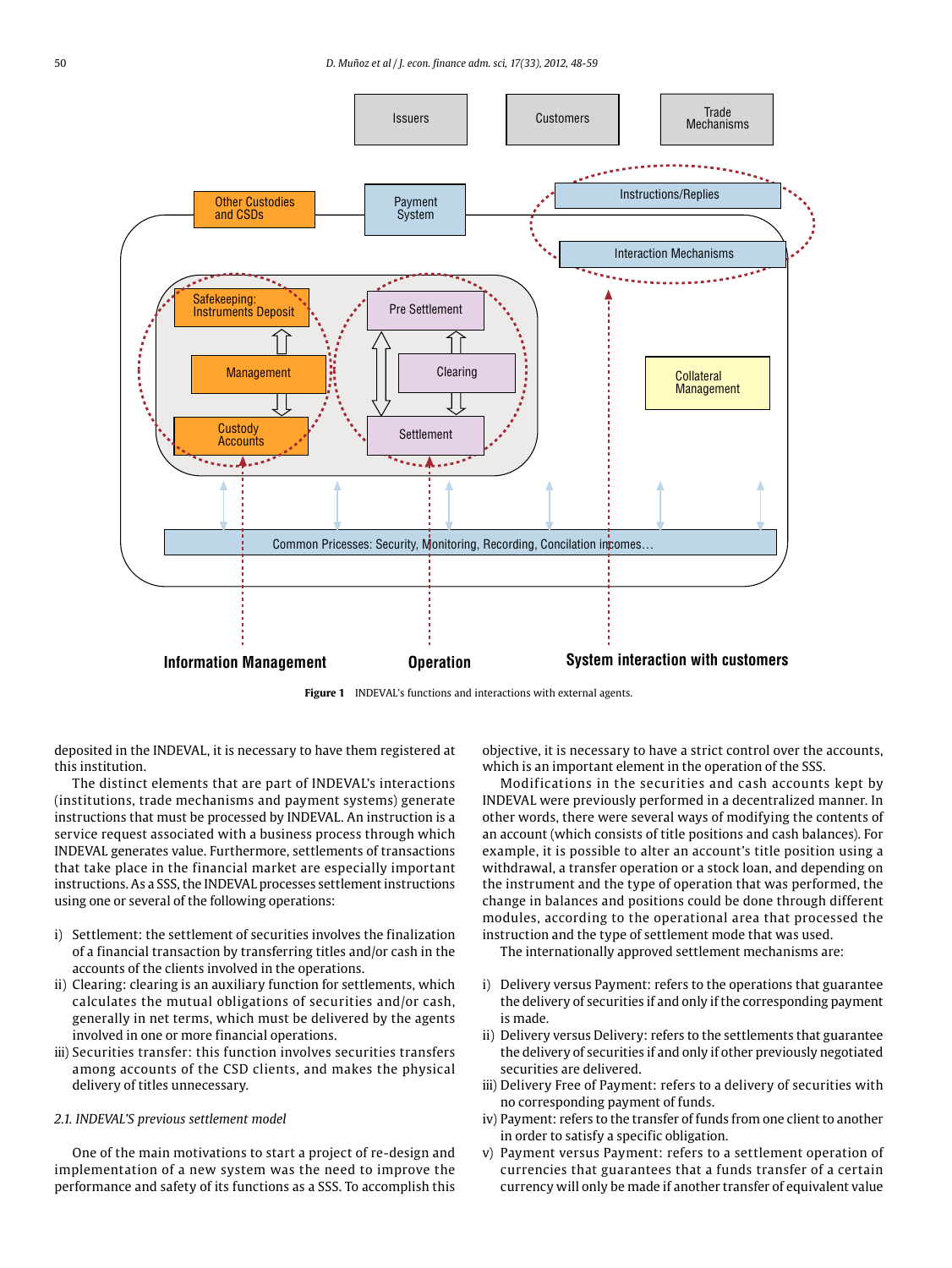Figure 1 INDEVAL's functions and interactions with external agents.

deposited in the INDEVAL, it is necessary to have them registered at this institution.

The distinct elements that are part of INDEVAL's interactions (institutions, trade mechanisms and payment systems) generate instructions that must be processed by INDEVAL. An instruction is a service request associated with a business process through which INDEVAL generates value. Furthermore, settlements of transactions that take place in the financial market are especially important instructions. As a SSS, the INDEVAL processes settlement instructions using one or several of the following operations:

i) Settlement: the settlement of securities involves the finalization of a financial transaction by transferring titles and/or cash in the accounts of the clients involved in the operations.
ii) Clearing: clearing is an auxiliary function for settlements, which calculates the mutual obligations of securities and/or cash, generally in net terms, which must be delivered by the agents involved in one or more financial operations.
iii) Securities transfer: this function involves securities transfers among accounts of the CSD clients, and makes the physical delivery of titles unnecessary.

*2.1. INDEVAL'S previous settlement model*

One of the main motivations to start a project of re-design and implementation of a new system was the need to improve the performance and safety of its functions as a SSS. To accomplish this objective, it is necessary to have a strict control over the accounts, which is an important element in the operation of the SSS.

Modifications in the securities and cash accounts kept by INDEVAL were previously performed in a decentralized manner. In other words, there were several ways of modifying the contents of an account (which consists of title positions and cash balances). For example, it is possible to alter an account's title position using a withdrawal, a transfer operation or a stock loan, and depending on the instrument and the type of operation that was performed, the change in balances and positions could be done through different modules, according to the operational area that processed the instruction and the type of settlement mode that was used.

The internationally approved settlement mechanisms are:

i) Delivery versus Payment: refers to the operations that guarantee the delivery of securities if and only if the corresponding payment is made.
ii) Delivery versus Delivery: refers to the settlements that guarantee the delivery of securities if and only if other previously negotiated securities are delivered.
iii) Delivery Free of Payment: refers to a delivery of securities with no corresponding payment of funds.
iv) Payment: refers to the transfer of funds from one client to another in order to satisfy a specific obligation.
v) Payment versus Payment: refers to a settlement operation of currencies that guarantees that a funds transfer of a certain currency will only be made if another transfer of equivalent value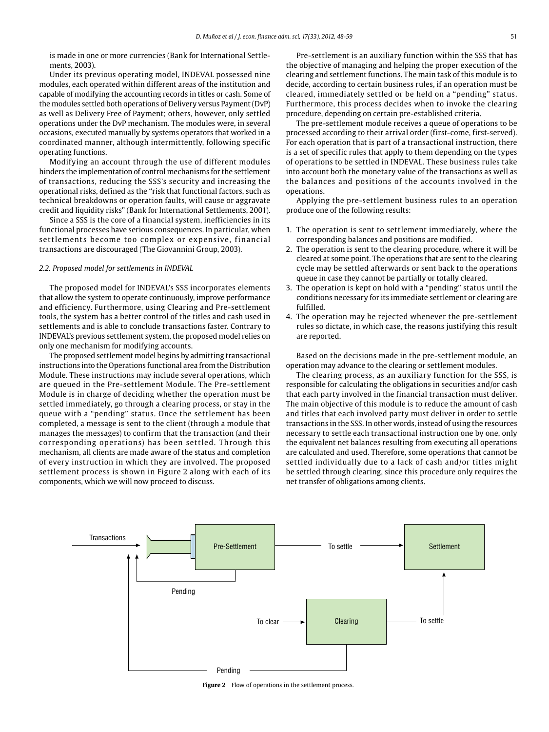is made in one or more currencies (Bank for International Settlements, 2003).

Under its previous operating model, INDEVAL possessed nine modules, each operated within different areas of the institution and capable of modifying the accounting records in titles or cash. Some of the modules settled both operations of Delivery versus Payment (DvP) as well as Delivery Free of Payment; others, however, only settled operations under the DvP mechanism. The modules were, in several occasions, executed manually by systems operators that worked in a coordinated manner, although intermittently, following specific operating functions.

Modifying an account through the use of different modules hinders the implementation of control mechanisms for the settlement of transactions, reducing the SSS's security and increasing the operational risks, defined as the "risk that functional factors, such as technical breakdowns or operation faults, will cause or aggravate credit and liquidity risks" (Bank for International Settlements, 2001).

Since a SSS is the core of a financial system, inefficiencies in its functional processes have serious consequences. In particular, when settlements become too complex or expensive, financial transactions are discouraged (The Giovannini Group, 2003).

### *2.2. Proposed model for settlements in INDEVAL*

The proposed model for INDEVAL's SSS incorporates elements that allow the system to operate continuously, improve performance and efficiency. Furthermore, using Clearing and Pre-settlement tools, the system has a better control of the titles and cash used in settlements and is able to conclude transactions faster. Contrary to INDEVAL's previous settlement system, the proposed model relies on only one mechanism for modifying accounts.

The proposed settlement model begins by admitting transactional instructions into the Operations functional area from the Distribution Module. These instructions may include several operations, which are queued in the Pre-settlement Module. The Pre-settlement Module is in charge of deciding whether the operation must be settled immediately, go through a clearing process, or stay in the queue with a "pending" status. Once the settlement has been completed, a message is sent to the client (through a module that manages the messages) to confirm that the transaction (and their corresponding operations) has been settled. Through this mechanism, all clients are made aware of the status and completion of every instruction in which they are involved. The proposed settlement process is shown in Figure 2 along with each of its components, which we will now proceed to discuss.

Pre-settlement is an auxiliary function within the SSS that has the objective of managing and helping the proper execution of the clearing and settlement functions. The main task of this module is to decide, according to certain business rules, if an operation must be cleared, immediately settled or be held on a "pending" status. Furthermore, this process decides when to invoke the clearing procedure, depending on certain pre-established criteria.

The pre-settlement module receives a queue of operations to be processed according to their arrival order (first-come, first-served). For each operation that is part of a transactional instruction, there is a set of specific rules that apply to them depending on the types of operations to be settled in INDEVAL. These business rules take into account both the monetary value of the transactions as well as the balances and positions of the accounts involved in the operations.

Applying the pre-settlement business rules to an operation produce one of the following results:

1. The operation is sent to settlement immediately, where the corresponding balances and positions are modified.
2. The operation is sent to the clearing procedure, where it will be cleared at some point. The operations that are sent to the clearing cycle may be settled afterwards or sent back to the operations queue in case they cannot be partially or totally cleared.
3. The operation is kept on hold with a "pending" status until the conditions necessary for its immediate settlement or clearing are fulfilled.
4. The operation may be rejected whenever the pre-settlement rules so dictate, in which case, the reasons justifying this result are reported.

Based on the decisions made in the pre-settlement module, an operation may advance to the clearing or settlement modules.

The clearing process, as an auxiliary function for the SSS, is responsible for calculating the obligations in securities and/or cash that each party involved in the financial transaction must deliver. The main objective of this module is to reduce the amount of cash and titles that each involved party must deliver in order to settle transactions in the SSS. In other words, instead of using the resources necessary to settle each transactional instruction one by one, only the equivalent net balances resulting from executing all operations are calculated and used. Therefore, some operations that cannot be settled individually due to a lack of cash and/or titles might be settled through clearing, since this procedure only requires the net transfer of obligations among clients.

**Figure 2** Flow of operations in the settlement process.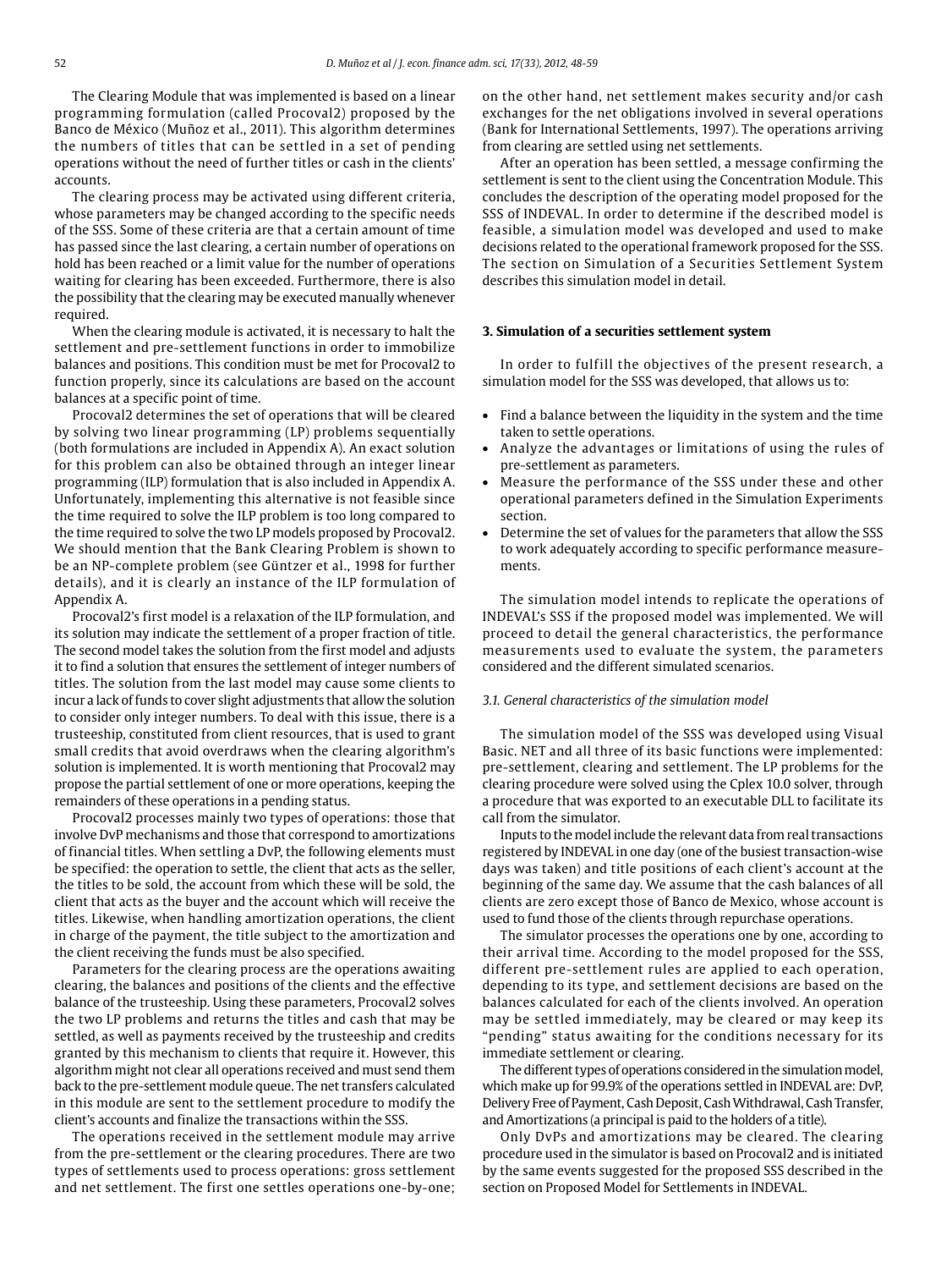The Clearing Module that was implemented is based on a linear programming formulation (called Procoval2) proposed by the Banco de México (Muñoz et al., 2011). This algorithm determines the numbers of titles that can be settled in a set of pending operations without the need of further titles or cash in the clients' accounts.

The clearing process may be activated using different criteria, whose parameters may be changed according to the specific needs of the SSS. Some of these criteria are that a certain amount of time has passed since the last clearing, a certain number of operations on hold has been reached or a limit value for the number of operations waiting for clearing has been exceeded. Furthermore, there is also the possibility that the clearing may be executed manually whenever required.

When the clearing module is activated, it is necessary to halt the settlement and pre-settlement functions in order to immobilize balances and positions. This condition must be met for Procoval2 to function properly, since its calculations are based on the account balances at a specific point of time.

Procoval2 determines the set of operations that will be cleared by solving two linear programming (LP) problems sequentially (both formulations are included in Appendix A). An exact solution for this problem can also be obtained through an integer linear programming (ILP) formulation that is also included in Appendix A. Unfortunately, implementing this alternative is not feasible since the time required to solve the ILP problem is too long compared to the time required to solve the two LP models proposed by Procoval2. We should mention that the Bank Clearing Problem is shown to be an NP-complete problem (see Güntzer et al., 1998 for further details), and it is clearly an instance of the ILP formulation of Appendix A.

Procoval2's first model is a relaxation of the ILP formulation, and its solution may indicate the settlement of a proper fraction of title. The second model takes the solution from the first model and adjusts it to find a solution that ensures the settlement of integer numbers of titles. The solution from the last model may cause some clients to incur a lack of funds to cover slight adjustments that allow the solution to consider only integer numbers. To deal with this issue, there is a trusteeship, constituted from client resources, that is used to grant small credits that avoid overdraws when the clearing algorithm's solution is implemented. It is worth mentioning that Procoval2 may propose the partial settlement of one or more operations, keeping the remainders of these operations in a pending status.

Procoval2 processes mainly two types of operations: those that involve DvP mechanisms and those that correspond to amortizations of financial titles. When settling a DvP, the following elements must be specified: the operation to settle, the client that acts as the seller, the titles to be sold, the account from which these will be sold, the client that acts as the buyer and the account which will receive the titles. Likewise, when handling amortization operations, the client in charge of the payment, the title subject to the amortization and the client receiving the funds must be also specified.

Parameters for the clearing process are the operations awaiting clearing, the balances and positions of the clients and the effective balance of the trusteeship. Using these parameters, Procoval2 solves the two LP problems and returns the titles and cash that may be settled, as well as payments received by the trusteeship and credits granted by this mechanism to clients that require it. However, this algorithm might not clear all operations received and must send them back to the pre-settlement module queue. The net transfers calculated in this module are sent to the settlement procedure to modify the client's accounts and finalize the transactions within the SSS.

The operations received in the settlement module may arrive from the pre-settlement or the clearing procedures. There are two types of settlements used to process operations: gross settlement and net settlement. The first one settles operations one-by-one; on the other hand, net settlement makes security and/or cash exchanges for the net obligations involved in several operations (Bank for International Settlements, 1997). The operations arriving from clearing are settled using net settlements.

After an operation has been settled, a message confirming the settlement is sent to the client using the Concentration Module. This concludes the description of the operating model proposed for the SSS of INDEVAL. In order to determine if the described model is feasible, a simulation model was developed and used to make decisions related to the operational framework proposed for the SSS. The section on Simulation of a Securities Settlement System describes this simulation model in detail.

## 3. Simulation of a securities settlement system

In order to fulfill the objectives of the present research, a simulation model for the SSS was developed, that allows us to:

- Find a balance between the liquidity in the system and the time taken to settle operations.
- Analyze the advantages or limitations of using the rules of pre-settlement as parameters.
- Measure the performance of the SSS under these and other operational parameters defined in the Simulation Experiments section.
- Determine the set of values for the parameters that allow the SSS to work adequately according to specific performance measurements.

The simulation model intends to replicate the operations of INDEVAL's SSS if the proposed model was implemented. We will proceed to detail the general characteristics, the performance measurements used to evaluate the system, the parameters considered and the different simulated scenarios.

### *3.1. General characteristics of the simulation model*

The simulation model of the SSS was developed using Visual Basic. NET and all three of its basic functions were implemented: pre-settlement, clearing and settlement. The LP problems for the clearing procedure were solved using the Cplex 10.0 solver, through a procedure that was exported to an executable DLL to facilitate its call from the simulator.

Inputs to the model include the relevant data from real transactions registered by INDEVAL in one day (one of the busiest transaction-wise days was taken) and title positions of each client's account at the beginning of the same day. We assume that the cash balances of all clients are zero except those of Banco de Mexico, whose account is used to fund those of the clients through repurchase operations.

The simulator processes the operations one by one, according to their arrival time. According to the model proposed for the SSS, different pre-settlement rules are applied to each operation, depending to its type, and settlement decisions are based on the balances calculated for each of the clients involved. An operation may be settled immediately, may be cleared or may keep its "pending" status awaiting for the conditions necessary for its immediate settlement or clearing.

The different types of operations considered in the simulation model, which make up for 99.9% of the operations settled in INDEVAL are: DvP, Delivery Free of Payment, Cash Deposit, Cash Withdrawal, Cash Transfer, and Amortizations (a principal is paid to the holders of a title).

Only DvPs and amortizations may be cleared. The clearing procedure used in the simulator is based on Procoval2 and is initiated by the same events suggested for the proposed SSS described in the section on Proposed Model for Settlements in INDEVAL.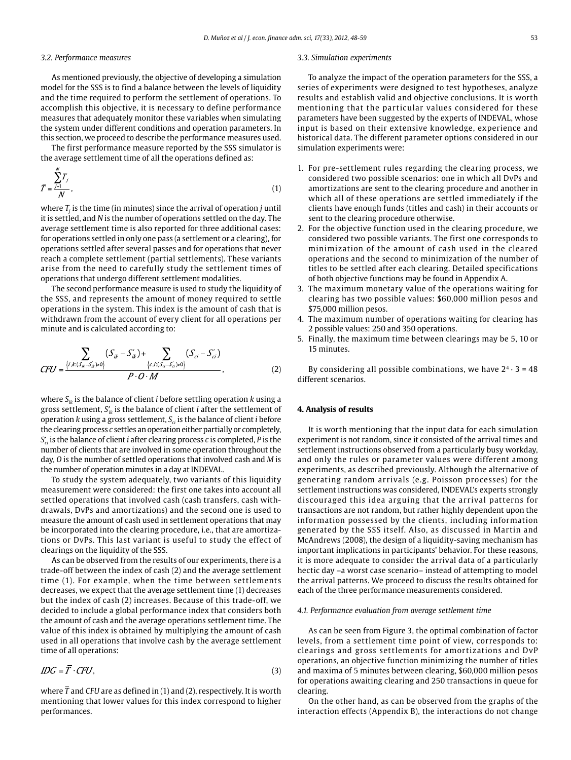### 3.2. Performance measures

As mentioned previously, the objective of developing a simulation model for the SSS is to find a balance between the levels of liquidity and the time required to perform the settlement of operations. To accomplish this objective, it is necessary to define performance measures that adequately monitor these variables when simulating the system under different conditions and operation parameters. In this section, we proceed to describe the performance measures used.

The first performance measure reported by the SSS simulator is the average settlement time of all the operations defined as:

$$\bar{T} = \frac{\sum_{j=1}^{N} T_j}{N}, \tag{1}$$

where $T_j$ is the time (in minutes) since the arrival of operation $j$ until it is settled, and $N$ is the number of operations settled on the day. The average settlement time is also reported for three additional cases: for operations settled in only one pass (a settlement or a clearing), for operations settled after several passes and for operations that never reach a complete settlement (partial settlements). These variants arise from the need to carefully study the settlement times of operations that undergo different settlement modalities.

The second performance measure is used to study the liquidity of the SSS, and represents the amount of money required to settle operations in the system. This index is the amount of cash that is withdrawn from the account of every client for all operations per minute and is calculated according to:

$$CFU = \frac{\sum_{\{i,k:(S_{ik}-S'_{ik})>0\}} (S_{ik} - S'_{ik}) + \sum_{\{c,i:(S_{ci}-S'_{ci})>0\}} (S_{ci} - S'_{ci})}{P \cdot O \cdot M}, \tag{2}$$

where $S_{ik}$ is the balance of client $i$ before settling operation $k$ using a gross settlement, $S'_{ik}$ is the balance of client $i$ after the settlement of operation $k$ using a gross settlement, $S_{ci}$ is the balance of client $i$ before the clearing process $c$ settles an operation either partially or completely, $S'_{ci}$ is the balance of client $i$ after clearing process $c$ is completed, $P$ is the number of clients that are involved in some operation throughout the day, $O$ is the number of settled operations that involved cash and $M$ is the number of operation minutes in a day at INDEVAL.

To study the system adequately, two variants of this liquidity measurement were considered: the first one takes into account all settled operations that involved cash (cash transfers, cash withdrawals, DvPs and amortizations) and the second one is used to measure the amount of cash used in settlement operations that may be incorporated into the clearing procedure, i.e., that are amortizations or DvPs. This last variant is useful to study the effect of clearings on the liquidity of the SSS.

As can be observed from the results of our experiments, there is a trade-off between the index of cash (2) and the average settlement time (1). For example, when the time between settlements decreases, we expect that the average settlement time (1) decreases but the index of cash (2) increases. Because of this trade-off, we decided to include a global performance index that considers both the amount of cash and the average operations settlement time. The value of this index is obtained by multiplying the amount of cash used in all operations that involve cash by the average settlement time of all operations:

$$IDG = \bar{T} \cdot CFU, \tag{3}$$

where $\bar{T}$ and $CFU$ are as defined in (1) and (2), respectively. It is worth mentioning that lower values for this index correspond to higher performances.

### 3.3. Simulation experiments

To analyze the impact of the operation parameters for the SSS, a series of experiments were designed to test hypotheses, analyze results and establish valid and objective conclusions. It is worth mentioning that the particular values considered for these parameters have been suggested by the experts of INDEVAL, whose input is based on their extensive knowledge, experience and historical data. The different parameter options considered in our simulation experiments were:

1. For pre-settlement rules regarding the clearing process, we considered two possible scenarios: one in which all DvPs and amortizations are sent to the clearing procedure and another in which all of these operations are settled immediately if the clients have enough funds (titles and cash) in their accounts or sent to the clearing procedure otherwise.
2. For the objective function used in the clearing procedure, we considered two possible variants. The first one corresponds to minimization of the amount of cash used in the cleared operations and the second to minimization of the number of titles to be settled after each clearing. Detailed specifications of both objective functions may be found in Appendix A.
3. The maximum monetary value of the operations waiting for clearing has two possible values: $60,000 million pesos and $75,000 million pesos.
4. The maximum number of operations waiting for clearing has 2 possible values: 250 and 350 operations.
5. Finally, the maximum time between clearings may be 5, 10 or 15 minutes.

By considering all possible combinations, we have $2^4 \cdot 3 = 48$ different scenarios.

## 4. Analysis of results

It is worth mentioning that the input data for each simulation experiment is not random, since it consisted of the arrival times and settlement instructions observed from a particularly busy workday, and only the rules or parameter values were different among experiments, as described previously. Although the alternative of generating random arrivals (e.g. Poisson processes) for the settlement instructions was considered, INDEVAL's experts strongly discouraged this idea arguing that the arrival patterns for transactions are not random, but rather highly dependent upon the information possessed by the clients, including information generated by the SSS itself. Also, as discussed in Martin and McAndrews (2008), the design of a liquidity-saving mechanism has important implications in participants' behavior. For these reasons, it is more adequate to consider the arrival data of a particularly hectic day –a worst case scenario– instead of attempting to model the arrival patterns. We proceed to discuss the results obtained for each of the three performance measurements considered.

### 4.1. Performance evaluation from average settlement time

As can be seen from Figure 3, the optimal combination of factor levels, from a settlement time point of view, corresponds to: clearings and gross settlements for amortizations and DvP operations, an objective function minimizing the number of titles and maxima of 5 minutes between clearing, $60,000 million pesos for operations awaiting clearing and 250 transactions in queue for clearing.

On the other hand, as can be observed from the graphs of the interaction effects (Appendix B), the interactions do not change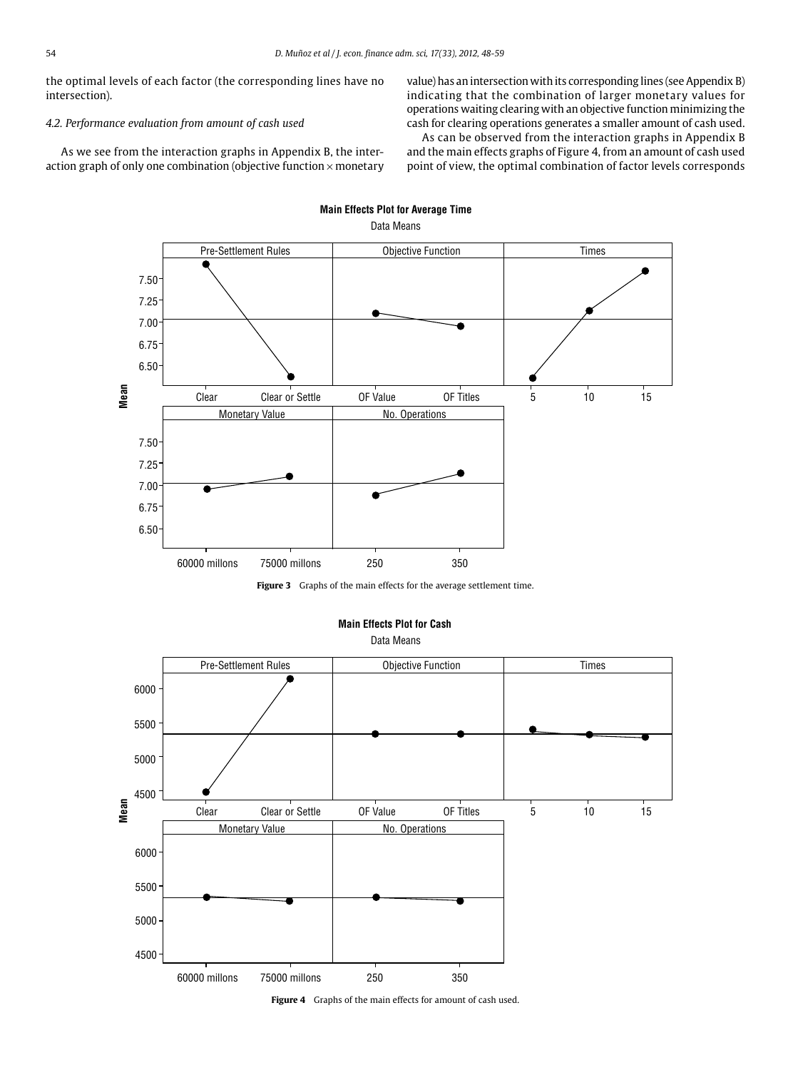the optimal levels of each factor (the corresponding lines have no intersection).

### 4.2. Performance evaluation from amount of cash used

As we see from the interaction graphs in Appendix B, the interaction graph of only one combination (objective function × monetary value) has an intersection with its corresponding lines (see Appendix B) indicating that the combination of larger monetary values for operations waiting clearing with an objective function minimizing the cash for clearing operations generates a smaller amount of cash used.

As can be observed from the interaction graphs in Appendix B and the main effects graphs of Figure 4, from an amount of cash used point of view, the optimal combination of factor levels corresponds

**Figure 3** Graphs of the main effects for the average settlement time.

**Figure 4** Graphs of the main effects for amount of cash used.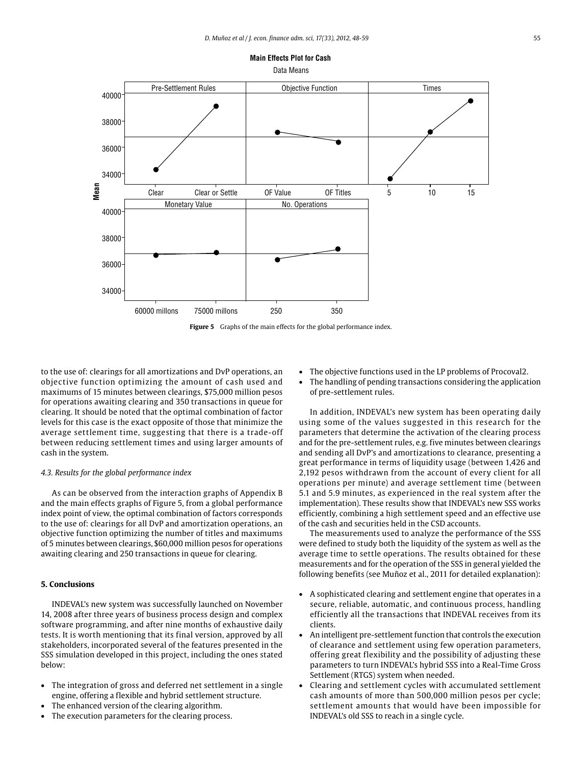Main Effects Plot for Cash

Data Means

Pre-Settlement Rules

Objective Function

Times

40000

38000

36000

34000

Mean

Clear

Clear or Settle

OF Value

OF Titles

5

10

15

Monetary Value

No. Operations

40000

38000

36000

34000

60000 millons

75000 millons

250

350

**Figure 5** Graphs of the main effects for the global performance index.

to the use of: clearings for all amortizations and DvP operations, an objective function optimizing the amount of cash used and maximums of 15 minutes between clearings, $75,000 million pesos for operations awaiting clearing and 350 transactions in queue for clearing. It should be noted that the optimal combination of factor levels for this case is the exact opposite of those that minimize the average settlement time, suggesting that there is a trade-off between reducing settlement times and using larger amounts of cash in the system.

### *4.3. Results for the global performance index*

As can be observed from the interaction graphs of Appendix B and the main effects graphs of Figure 5, from a global performance index point of view, the optimal combination of factors corresponds to the use of: clearings for all DvP and amortization operations, an objective function optimizing the number of titles and maximums of 5 minutes between clearings, $60,000 million pesos for operations awaiting clearing and 250 transactions in queue for clearing.

## 5. Conclusions

INDEVAL's new system was successfully launched on November 14, 2008 after three years of business process design and complex software programming, and after nine months of exhaustive daily tests. It is worth mentioning that its final version, approved by all stakeholders, incorporated several of the features presented in the SSS simulation developed in this project, including the ones stated below:

- The integration of gross and deferred net settlement in a single engine, offering a flexible and hybrid settlement structure.
- The enhanced version of the clearing algorithm.
- The execution parameters for the clearing process.
- The objective functions used in the LP problems of Procoval2.
- The handling of pending transactions considering the application of pre-settlement rules.

In addition, INDEVAL's new system has been operating daily using some of the values suggested in this research for the parameters that determine the activation of the clearing process and for the pre-settlement rules, e.g. five minutes between clearings and sending all DvP's and amortizations to clearance, presenting a great performance in terms of liquidity usage (between 1,426 and 2,192 pesos withdrawn from the account of every client for all operations per minute) and average settlement time (between 5.1 and 5.9 minutes, as experienced in the real system after the implementation). These results show that INDEVAL's new SSS works efficiently, combining a high settlement speed and an effective use of the cash and securities held in the CSD accounts.

The measurements used to analyze the performance of the SSS were defined to study both the liquidity of the system as well as the average time to settle operations. The results obtained for these measurements and for the operation of the SSS in general yielded the following benefits (see Muñoz et al., 2011 for detailed explanation):

- A sophisticated clearing and settlement engine that operates in a secure, reliable, automatic, and continuous process, handling efficiently all the transactions that INDEVAL receives from its clients.
- An intelligent pre-settlement function that controls the execution of clearance and settlement using few operation parameters, offering great flexibility and the possibility of adjusting these parameters to turn INDEVAL's hybrid SSS into a Real-Time Gross Settlement (RTGS) system when needed.
- Clearing and settlement cycles with accumulated settlement cash amounts of more than 500,000 million pesos per cycle; settlement amounts that would have been impossible for INDEVAL's old SSS to reach in a single cycle.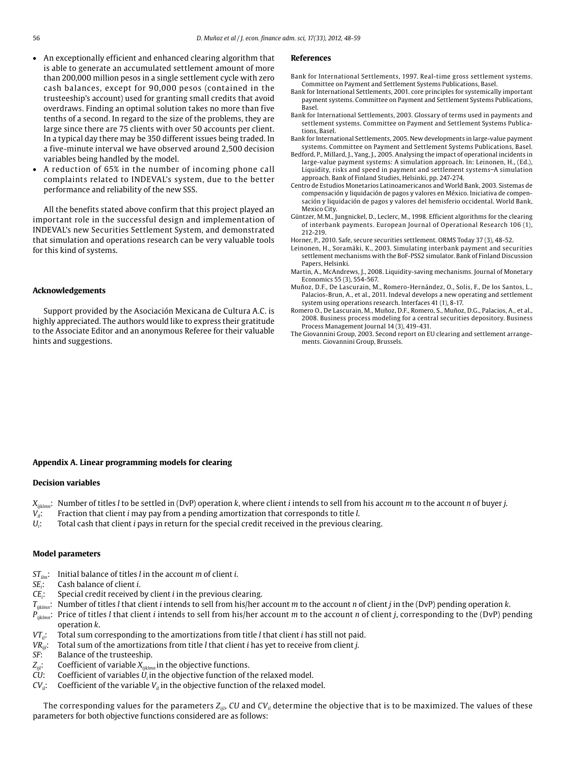- An exceptionally efficient and enhanced clearing algorithm that is able to generate an accumulated settlement amount of more than 200,000 million pesos in a single settlement cycle with zero cash balances, except for 90,000 pesos (contained in the trusteeship's account) used for granting small credits that avoid overdraws. Finding an optimal solution takes no more than five tenths of a second. In regard to the size of the problems, they are large since there are 75 clients with over 50 accounts per client. In a typical day there may be 350 different issues being traded. In a five-minute interval we have observed around 2,500 decision variables being handled by the model.
- A reduction of 65% in the number of incoming phone call complaints related to INDEVAL's system, due to the better performance and reliability of the new SSS.

All the benefits stated above confirm that this project played an important role in the successful design and implementation of INDEVAL's new Securities Settlement System, and demonstrated that simulation and operations research can be very valuable tools for this kind of systems.

## Acknowledgements

Support provided by the Asociación Mexicana de Cultura A.C. is highly appreciated. The authors would like to express their gratitude to the Associate Editor and an anonymous Referee for their valuable hints and suggestions.

## References

Bank for International Settlements, 1997. Real-time gross settlement systems. Committee on Payment and Settlement Systems Publications, Basel.

Bank for International Settlements, 2001. core principles for systemically important payment systems. Committee on Payment and Settlement Systems Publications, Basel.

Bank for International Settlements, 2003. Glossary of terms used in payments and settlement systems. Committee on Payment and Settlement Systems Publications, Basel.

Bank for International Settlements, 2005. New developments in large-value payment systems. Committee on Payment and Settlement Systems Publications, Basel.

Bedford, P., Millard, J., Yang, J., 2005. Analysing the impact of operational incidents in large-value payment systems: A simulation approach. In: Leinonen, H., (Ed.), Liquidity, risks and speed in payment and settlement systems–A simulation approach. Bank of Finland Studies, Helsinki, pp. 247-274.

Centro de Estudios Monetarios Latinoamericanos and World Bank, 2003. Sistemas de compensación y liquidación de pagos y valores en México. Iniciativa de compensación y liquidación de pagos y valores del hemisferio occidental. World Bank, Mexico City.

Güntzer, M.M., Jungnickel, D., Leclerc, M., 1998. Efficient algorithms for the clearing of interbank payments. European Journal of Operational Research 106 (1), 212-219.

Horner, P., 2010. Safe, secure securities settlement. ORMS Today 37 (3), 48-52.

Leinonen, H., Soramäki, K., 2003. Simulating interbank payment and securities settlement mechanisms with the BoF-PSS2 simulator. Bank of Finland Discussion Papers, Helsinki.

Martin, A., McAndrews, J., 2008. Liquidity-saving mechanisms. Journal of Monetary Economics 55 (3), 554-567.

Muñoz, D.F., De Lascurain, M., Romero-Hernández, O., Solis, F., De los Santos, L., Palacios-Brun, A., et al., 2011. Indeval develops a new operating and settlement system using operations research. Interfaces 41 (1), 8-17.

Romero O., De Lascurain, M., Muñoz, D.F., Romero, S., Muñoz, D.G., Palacios, A., et al., 2008. Business process modeling for a central securities depository. Business Process Management Journal 14 (3), 419-431.

The Giovannini Group, 2003. Second report on EU clearing and settlement arrangements. Giovannini Group, Brussels.

## Appendix A. Linear programming models for clearing

### Decision variables

$X_{ijklmn}$: Number of titles $l$ to be settled in (DvP) operation $k$, where client $i$ intends to sell from his account $m$ to the account $n$ of buyer $j$.
$V_{il}$: Fraction that client $i$ may pay from a pending amortization that corresponds to title $l$.
$U_i$: Total cash that client $i$ pays in return for the special credit received in the previous clearing.

### Model parameters

$ST_{ilm}$: Initial balance of titles $l$ in the account $m$ of client $i$.
$SE_i$: Cash balance of client $i$.
$CE_i$: Special credit received by client $i$ in the previous clearing.
$T_{ijklmn}$: Number of titles $l$ that client $i$ intends to sell from his/her account $m$ to the account $n$ of client $j$ in the (DvP) pending operation $k$.
$P_{ijklmn}$: Price of titles $l$ that client $i$ intends to sell from his/her account $m$ to the account $n$ of client $j$, corresponding to the (DvP) pending operation $k$.
$VT_{il}$: Total sum corresponding to the amortizations from title $l$ that client $i$ has still not paid.
$VR_{ijl}$: Total sum of the amortizations from title $l$ that client $i$ has yet to receive from client $j$.
$SF$: Balance of the trusteeship.
$Z_{ijl}$: Coefficient of variable $X_{ijklmn}$ in the objective functions.
$CU$: Coefficient of variables $U_i$ in the objective function of the relaxed model.
$CV_{il}$: Coefficient of the variable $V_{il}$ in the objective function of the relaxed model.

The corresponding values for the parameters $Z_{ijl}$, $CU$ and $CV_{il}$ determine the objective that is to be maximized. The values of these parameters for both objective functions considered are as follows: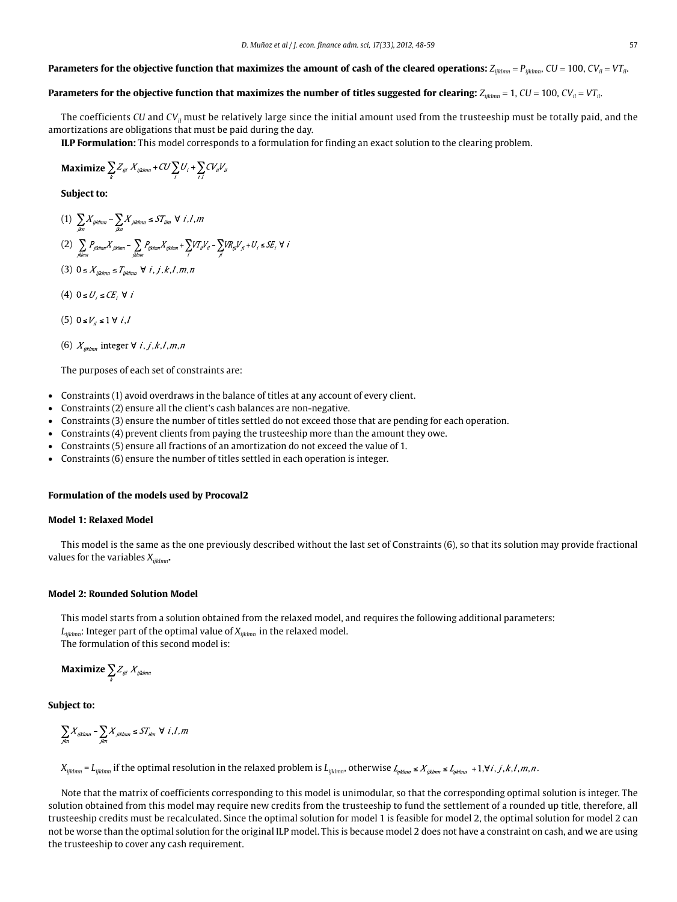**Parameters for the objective function that maximizes the amount of cash of the cleared operations:** $Z_{ijklmn} = P_{ijklmn}$, $CU = 100$, $CV_{il} = VT_{il}$.

**Parameters for the objective function that maximizes the number of titles suggested for clearing:** $Z_{ijklmn} = 1$, $CU = 100$, $CV_{il} = VT_{il}$.

The coefficients $CU$ and $CV_{il}$ must be relatively large since the initial amount used from the trusteeship must be totally paid, and the amortizations are obligations that must be paid during the day.

**ILP Formulation:** This model corresponds to a formulation for finding an exact solution to the clearing problem.

$$\textbf{Maximize} \sum_{k} Z_{ijl}\ X_{ijklmn} + CU\sum_{i} U_i + \sum_{i,l} CV_{il} V_{il}$$

**Subject to:**

(1) $\sum_{jkn} X_{ijklmn} - \sum_{jkn} X_{jiklmn} \leq ST_{ilm}\ \forall\ i,l,m$

(2) $\sum_{jklmn} P_{jiklmn} X_{jiklmn} - \sum_{jklmn} P_{ijklmn} X_{ijklmn} + \sum_{l} VT_{il} V_{il} - \sum_{jl} VR_{ijl} V_{jl} + U_i \leq SE_i\ \forall\ i$

(3) $0 \leq X_{ijklmn} \leq T_{ijklmn}\ \forall\ i,j,k,l,m,n$

(4) $0 \leq U_i \leq CE_i\ \forall\ i$

(5) $0 \leq V_{il} \leq 1\ \forall\ i,l$

(6) $X_{ijklmn}$ integer $\forall\ i,j,k,l,m,n$

The purposes of each set of constraints are:

- Constraints (1) avoid overdraws in the balance of titles at any account of every client.
- Constraints (2) ensure all the client's cash balances are non-negative.
- Constraints (3) ensure the number of titles settled do not exceed those that are pending for each operation.
- Constraints (4) prevent clients from paying the trusteeship more than the amount they owe.
- Constraints (5) ensure all fractions of an amortization do not exceed the value of 1.
- Constraints (6) ensure the number of titles settled in each operation is integer.

### Formulation of the models used by Procoval2

#### Model 1: Relaxed Model

This model is the same as the one previously described without the last set of Constraints (6), so that its solution may provide fractional values for the variables $X_{ijklmn}$.

#### Model 2: Rounded Solution Model

This model starts from a solution obtained from the relaxed model, and requires the following additional parameters:

$L_{ijklmn}$: Integer part of the optimal value of $X_{ijklmn}$ in the relaxed model.

The formulation of this second model is:

$$\textbf{Maximize} \sum_{k} Z_{ijl}\ X_{ijklmn}$$

**Subject to:**

$$\sum_{jkn} X_{ijklmn} - \sum_{jkn} X_{jiklmn} \leq ST_{ilm}\ \forall\ i,l,m$$

$X_{ijklmn} = L_{ijklmn}$ if the optimal resolution in the relaxed problem is $L_{ijklmn}$, otherwise $L_{ijklmn} \leq X_{ijklmn} \leq L_{ijklmn} + 1, \forall i,j,k,l,m,n$.

Note that the matrix of coefficients corresponding to this model is unimodular, so that the corresponding optimal solution is integer. The solution obtained from this model may require new credits from the trusteeship to fund the settlement of a rounded up title, therefore, all trusteeship credits must be recalculated. Since the optimal solution for model 1 is feasible for model 2, the optimal solution for model 2 can not be worse than the optimal solution for the original ILP model. This is because model 2 does not have a constraint on cash, and we are using the trusteeship to cover any cash requirement.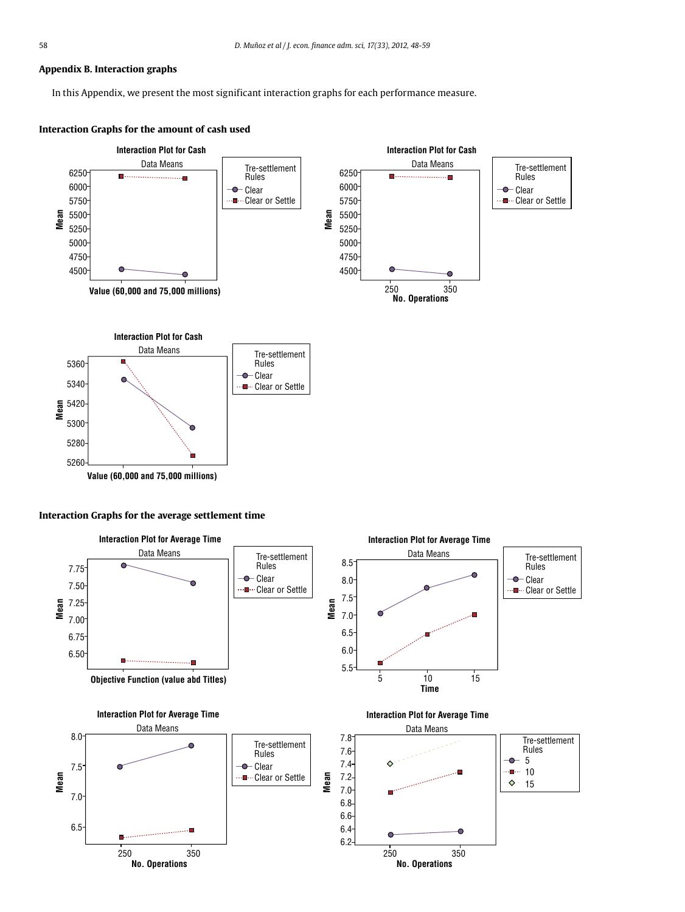## Appendix B. Interaction graphs

In this Appendix, we present the most significant interaction graphs for each performance measure.

### Interaction Graphs for the amount of cash used

### Interaction Graphs for the average settlement time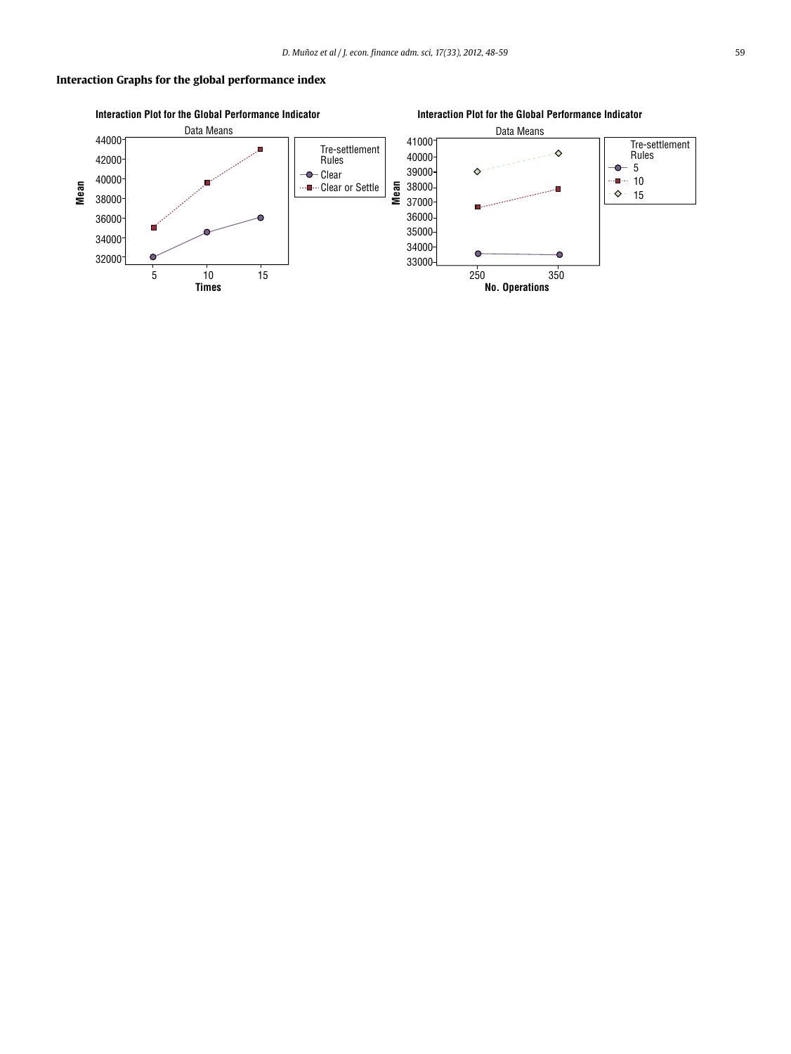## Interaction Graphs for the global performance index

Interaction Plot for the Global Performance Indicator

Data Means

Mean

44000
42000
40000
38000
36000
34000
32000

5 10 15

Times

Tre-settlement Rules
Clear
Clear or Settle

Interaction Plot for the Global Performance Indicator

Data Means

Mean

41000
40000
39000
38000
37000
36000
35000
34000
33000

250 350

No. Operations

Tre-settlement Rules
5
10
15